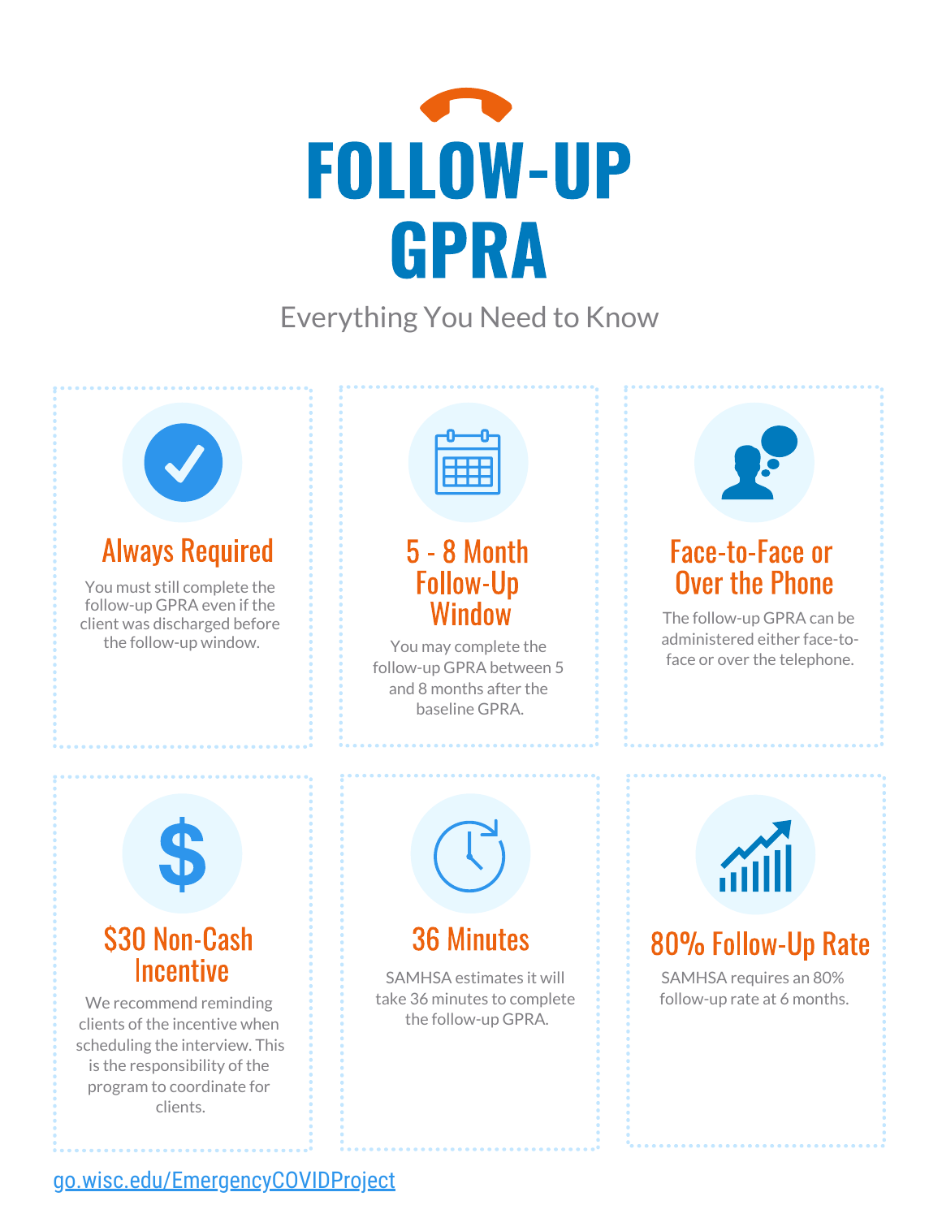# FOLLOW-UP GPRA

Everything You Need to Know

## Always Required

You must still complete the follow-up GPRA even if the client was discharged before the follow-up window.

## 5 - 8 Month Follow-Up Window

You may complete the follow-up GPRA between 5 and 8 months after the baseline GPRA.

## Face-to-Face or Over the Phone

The follow-up GPRA can be administered either face-to-face or over the telephone.

## $30 Non-Cash Incentive

We recommend reminding clients of the incentive when scheduling the interview. This is the responsibility of the program to coordinate for clients.

## 36 Minutes

SAMHSA estimates it will take 36 minutes to complete the follow-up GPRA.

## 80% Follow-Up Rate

SAMHSA requires an 80% follow-up rate at 6 months.

go.wisc.edu/EmergencyCOVIDProject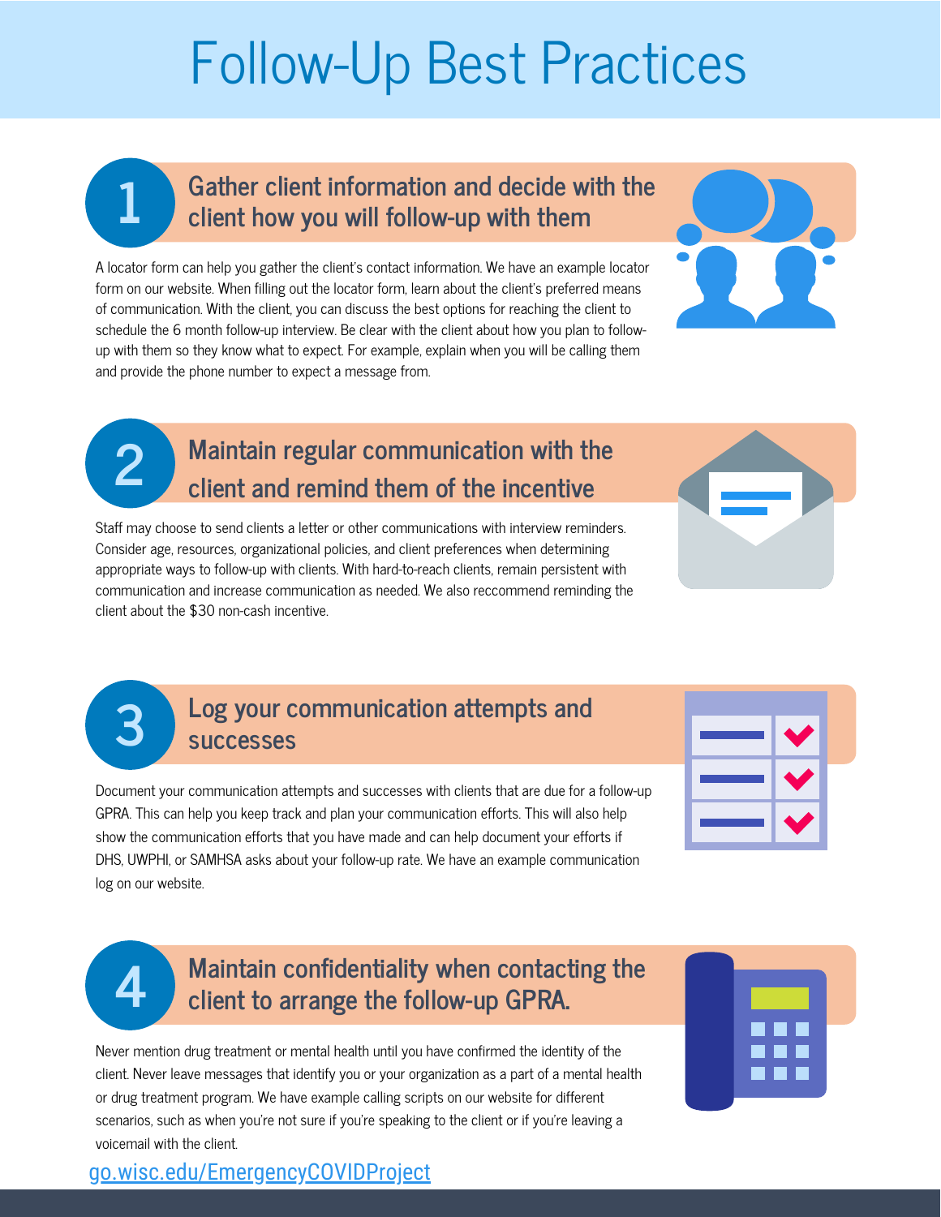# Follow-Up Best Practices

## 1 Gather client information and decide with the client how you will follow-up with them

A locator form can help you gather the client's contact information. We have an example locator form on our website. When filling out the locator form, learn about the client's preferred means of communication. With the client, you can discuss the best options for reaching the client to schedule the 6 month follow-up interview. Be clear with the client about how you plan to follow-up with them so they know what to expect. For example, explain when you will be calling them and provide the phone number to expect a message from.

## 2 Maintain regular communication with the client and remind them of the incentive

Staff may choose to send clients a letter or other communications with interview reminders. Consider age, resources, organizational policies, and client preferences when determining appropriate ways to follow-up with clients. With hard-to-reach clients, remain persistent with communication and increase communication as needed. We also reccommend reminding the client about the $30 non-cash incentive.

## 3 Log your communication attempts and successes

Document your communication attempts and successes with clients that are due for a follow-up GPRA. This can help you keep track and plan your communication efforts. This will also help show the communication efforts that you have made and can help document your efforts if DHS, UWPHI, or SAMHSA asks about your follow-up rate. We have an example communication log on our website.

## 4 Maintain confidentiality when contacting the client to arrange the follow-up GPRA.

Never mention drug treatment or mental health until you have confirmed the identity of the client. Never leave messages that identify you or your organization as a part of a mental health or drug treatment program. We have example calling scripts on our website for different scenarios, such as when you're not sure if you're speaking to the client or if you're leaving a voicemail with the client.

go.wisc.edu/EmergencyCOVIDProject